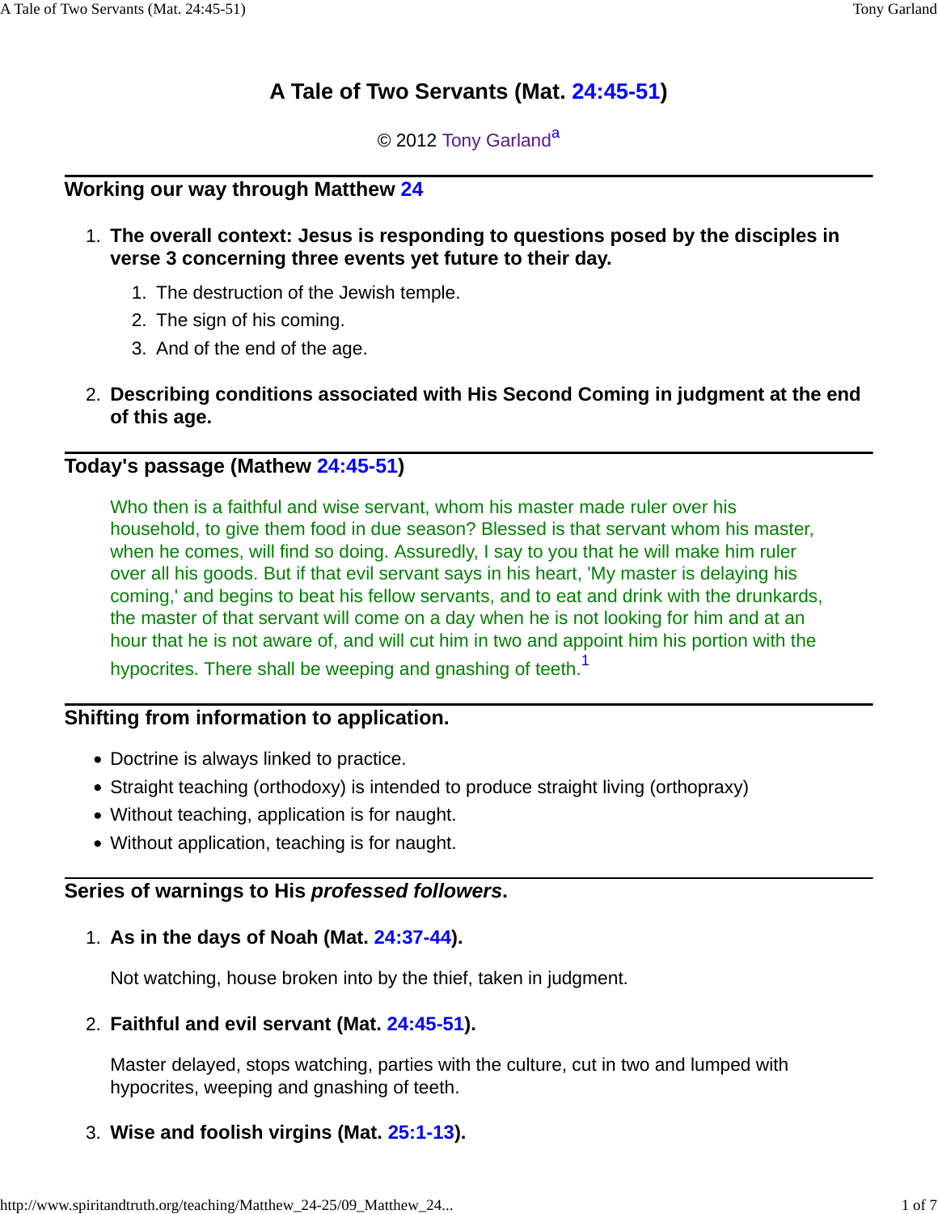# A Tale of Two Servants (Mat. 24:45-51)

© 2012 Tony Garland[a]

## Working our way through Matthew 24

1. **The overall context: Jesus is responding to questions posed by the disciples in verse 3 concerning three events yet future to their day.**
    1. The destruction of the Jewish temple.
    2. The sign of his coming.
    3. And of the end of the age.
2. **Describing conditions associated with His Second Coming in judgment at the end of this age.**

## Today's passage (Mathew 24:45-51)

> Who then is a faithful and wise servant, whom his master made ruler over his household, to give them food in due season? Blessed is that servant whom his master, when he comes, will find so doing. Assuredly, I say to you that he will make him ruler over all his goods. But if that evil servant says in his heart, 'My master is delaying his coming,' and begins to beat his fellow servants, and to eat and drink with the drunkards, the master of that servant will come on a day when he is not looking for him and at an hour that he is not aware of, and will cut him in two and appoint him his portion with the hypocrites. There shall be weeping and gnashing of teeth.[1]

## Shifting from information to application.

- Doctrine is always linked to practice.
- Straight teaching (orthodoxy) is intended to produce straight living (orthopraxy)
- Without teaching, application is for naught.
- Without application, teaching is for naught.

## Series of warnings to His *professed followers*.

1. **As in the days of Noah (Mat. 24:37-44).**

    Not watching, house broken into by the thief, taken in judgment.

2. **Faithful and evil servant (Mat. 24:45-51).**

    Master delayed, stops watching, parties with the culture, cut in two and lumped with hypocrites, weeping and gnashing of teeth.

3. **Wise and foolish virgins (Mat. 25:1-13).**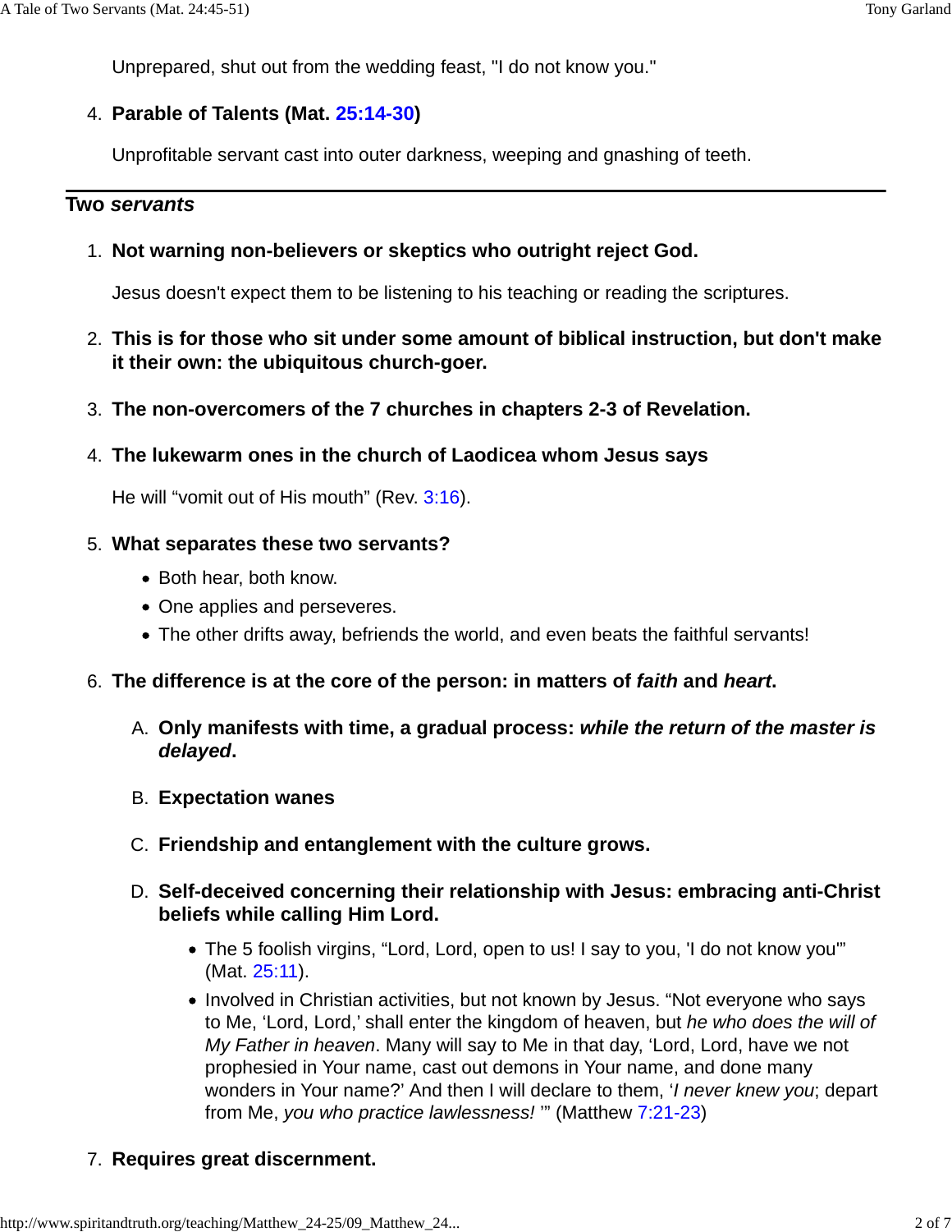Unprepared, shut out from the wedding feast, "I do not know you."

4. **Parable of Talents (Mat. 25:14-30)**

   Unprofitable servant cast into outer darkness, weeping and gnashing of teeth.

---

## Two *servants*

1. **Not warning non-believers or skeptics who outright reject God.**

   Jesus doesn't expect them to be listening to his teaching or reading the scriptures.

2. **This is for those who sit under some amount of biblical instruction, but don't make it their own: the ubiquitous church-goer.**

3. **The non-overcomers of the 7 churches in chapters 2-3 of Revelation.**

4. **The lukewarm ones in the church of Laodicea whom Jesus says**

   He will "vomit out of His mouth" (Rev. 3:16).

5. **What separates these two servants?**

   - Both hear, both know.
   - One applies and perseveres.
   - The other drifts away, befriends the world, and even beats the faithful servants!

6. **The difference is at the core of the person: in matters of *faith* and *heart*.**

   A. **Only manifests with time, a gradual process: *while the return of the master is delayed*.**

   B. **Expectation wanes**

   C. **Friendship and entanglement with the culture grows.**

   D. **Self-deceived concerning their relationship with Jesus: embracing anti-Christ beliefs while calling Him Lord.**

      - The 5 foolish virgins, "Lord, Lord, open to us! I say to you, 'I do not know you'" (Mat. 25:11).
      - Involved in Christian activities, but not known by Jesus. "Not everyone who says to Me, 'Lord, Lord,' shall enter the kingdom of heaven, but *he who does the will of My Father in heaven*. Many will say to Me in that day, 'Lord, Lord, have we not prophesied in Your name, cast out demons in Your name, and done many wonders in Your name?' And then I will declare to them, '*I never knew you*; depart from Me, *you who practice lawlessness!* '" (Matthew 7:21-23)

7. **Requires great discernment.**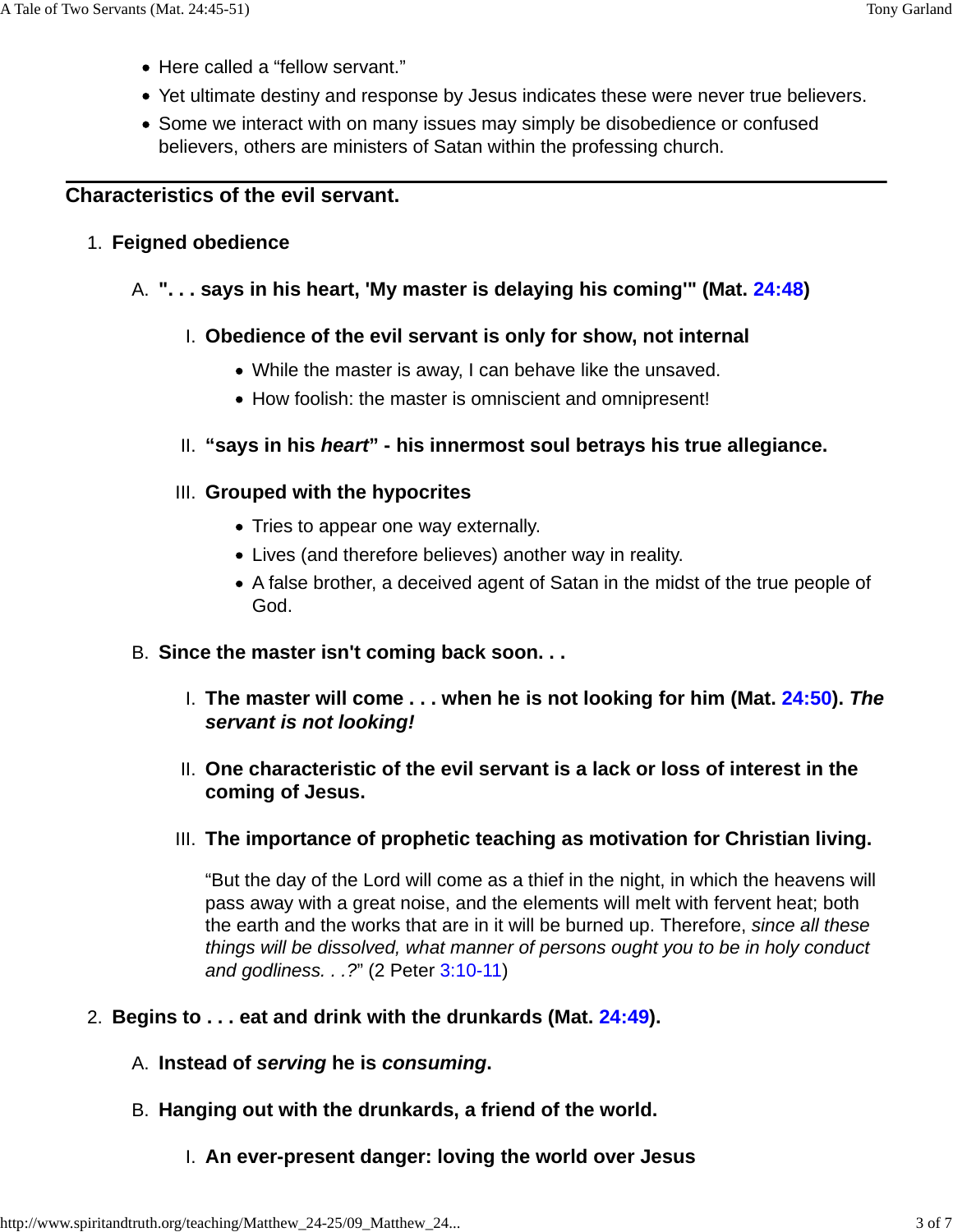- Here called a "fellow servant."
- Yet ultimate destiny and response by Jesus indicates these were never true believers.
- Some we interact with on many issues may simply be disobedience or confused believers, others are ministers of Satan within the professing church.

---

## Characteristics of the evil servant.

1. **Feigned obedience**

   A. **". . . says in his heart, 'My master is delaying his coming'" (Mat. 24:48)**

      I. **Obedience of the evil servant is only for show, not internal**

         - While the master is away, I can behave like the unsaved.
         - How foolish: the master is omniscient and omnipresent!

      II. **"says in his *heart*" - his innermost soul betrays his true allegiance.**

      III. **Grouped with the hypocrites**

         - Tries to appear one way externally.
         - Lives (and therefore believes) another way in reality.
         - A false brother, a deceived agent of Satan in the midst of the true people of God.

   B. **Since the master isn't coming back soon. . .**

      I. **The master will come . . . when he is not looking for him (Mat. 24:50). *The servant is not looking!***

      II. **One characteristic of the evil servant is a lack or loss of interest in the coming of Jesus.**

      III. **The importance of prophetic teaching as motivation for Christian living.**

         "But the day of the Lord will come as a thief in the night, in which the heavens will pass away with a great noise, and the elements will melt with fervent heat; both the earth and the works that are in it will be burned up. Therefore, *since all these things will be dissolved, what manner of persons ought you to be in holy conduct and godliness. . .?*" (2 Peter 3:10-11)

2. **Begins to . . . eat and drink with the drunkards (Mat. 24:49).**

   A. **Instead of *serving* he is *consuming*.**

   B. **Hanging out with the drunkards, a friend of the world.**

      I. **An ever-present danger: loving the world over Jesus**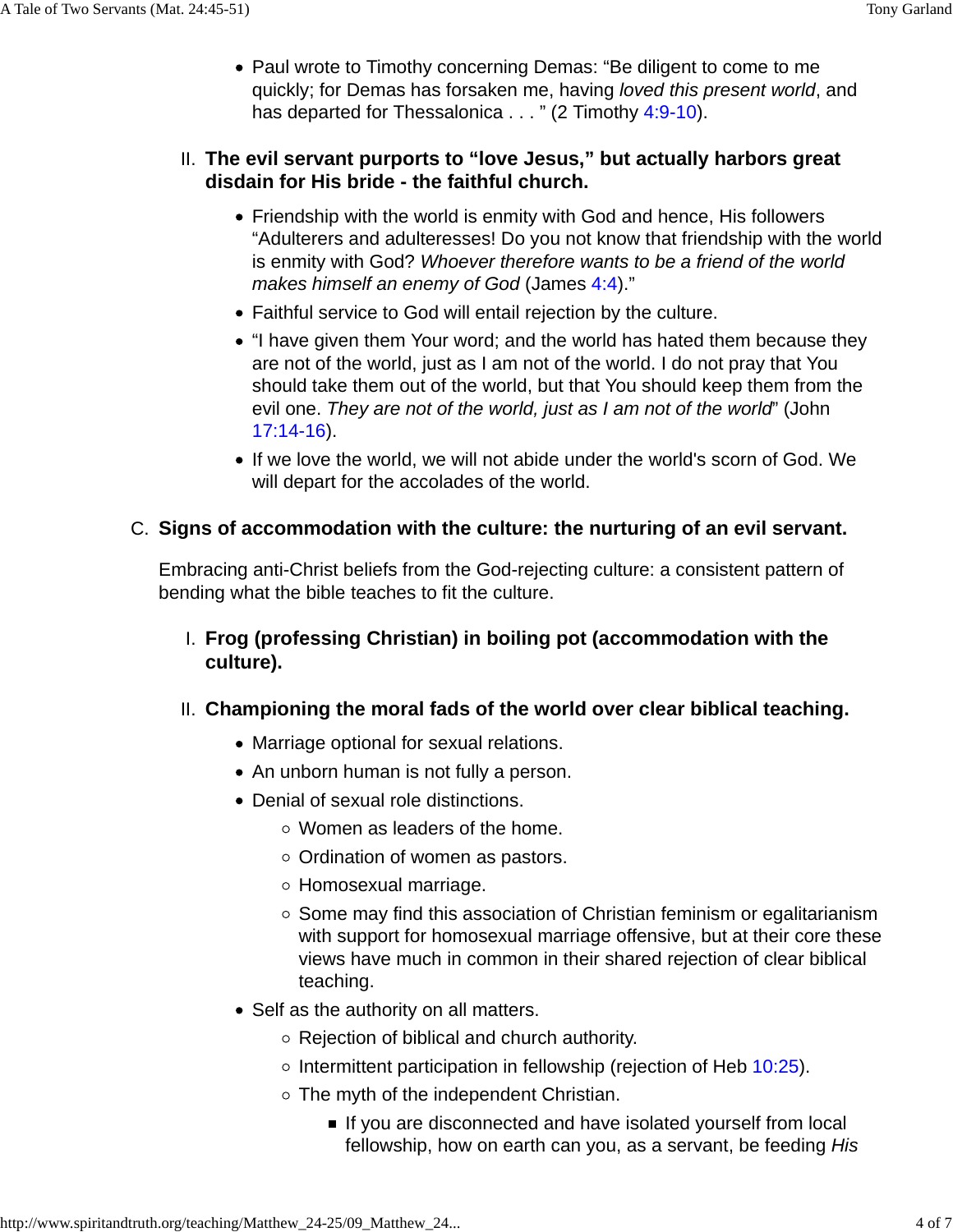- Paul wrote to Timothy concerning Demas: “Be diligent to come to me quickly; for Demas has forsaken me, having *loved this present world*, and has departed for Thessalonica . . . ” (2 Timothy 4:9-10).

II. **The evil servant purports to “love Jesus,” but actually harbors great disdain for His bride - the faithful church.**

- Friendship with the world is enmity with God and hence, His followers “Adulterers and adulteresses! Do you not know that friendship with the world is enmity with God? *Whoever therefore wants to be a friend of the world makes himself an enemy of God* (James 4:4).”
- Faithful service to God will entail rejection by the culture.
- “I have given them Your word; and the world has hated them because they are not of the world, just as I am not of the world. I do not pray that You should take them out of the world, but that You should keep them from the evil one. *They are not of the world, just as I am not of the world*” (John 17:14-16).
- If we love the world, we will not abide under the world's scorn of God. We will depart for the accolades of the world.

C. **Signs of accommodation with the culture: the nurturing of an evil servant.**

Embracing anti-Christ beliefs from the God-rejecting culture: a consistent pattern of bending what the bible teaches to fit the culture.

I. **Frog (professing Christian) in boiling pot (accommodation with the culture).**

II. **Championing the moral fads of the world over clear biblical teaching.**

- Marriage optional for sexual relations.
- An unborn human is not fully a person.
- Denial of sexual role distinctions.
  - Women as leaders of the home.
  - Ordination of women as pastors.
  - Homosexual marriage.
  - Some may find this association of Christian feminism or egalitarianism with support for homosexual marriage offensive, but at their core these views have much in common in their shared rejection of clear biblical teaching.
- Self as the authority on all matters.
  - Rejection of biblical and church authority.
  - Intermittent participation in fellowship (rejection of Heb 10:25).
  - The myth of the independent Christian.
    - If you are disconnected and have isolated yourself from local fellowship, how on earth can you, as a servant, be feeding *His*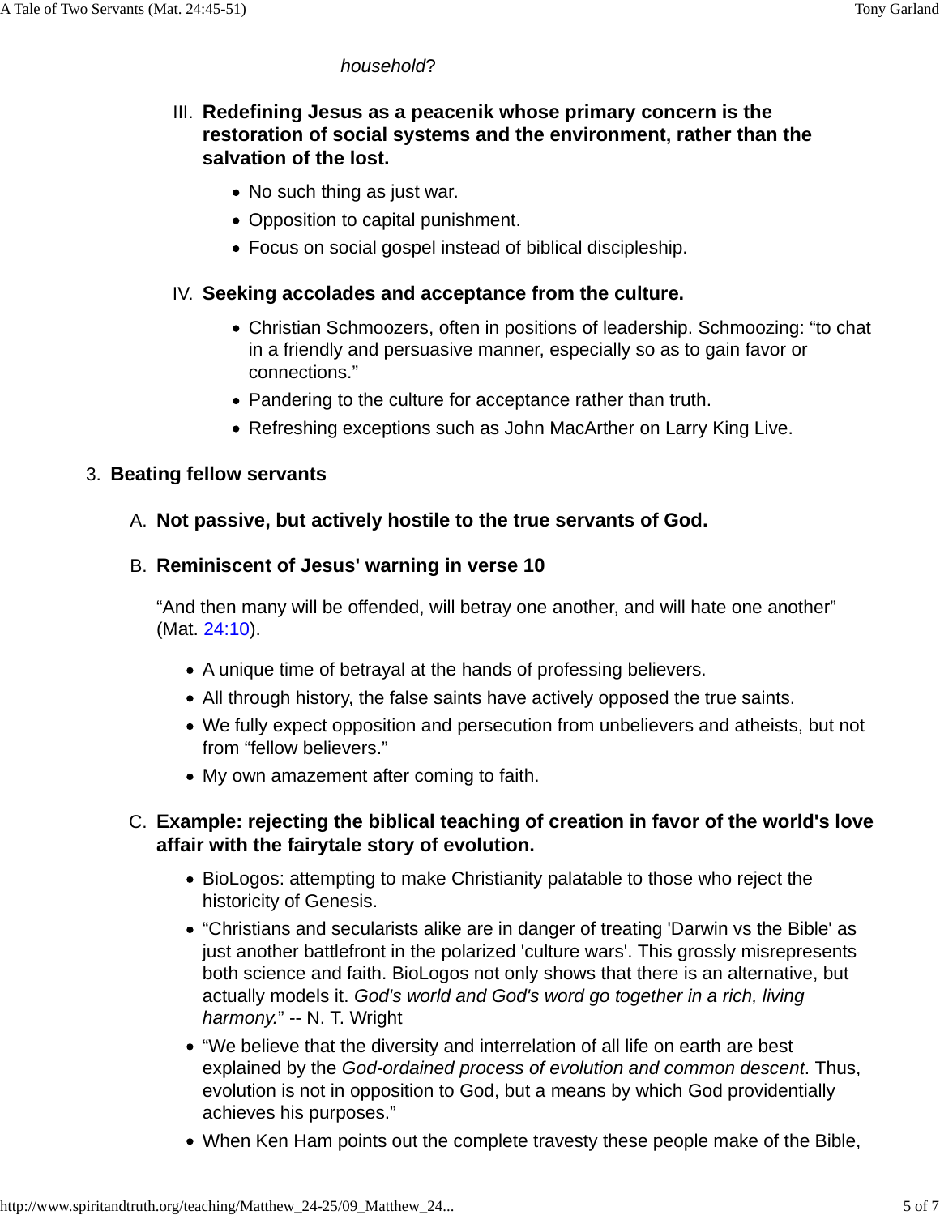*household*?

III. **Redefining Jesus as a peacenik whose primary concern is the restoration of social systems and the environment, rather than the salvation of the lost.**

- No such thing as just war.
- Opposition to capital punishment.
- Focus on social gospel instead of biblical discipleship.

IV. **Seeking accolades and acceptance from the culture.**

- Christian Schmoozers, often in positions of leadership. Schmoozing: "to chat in a friendly and persuasive manner, especially so as to gain favor or connections."
- Pandering to the culture for acceptance rather than truth.
- Refreshing exceptions such as John MacArther on Larry King Live.

3. **Beating fellow servants**

A. **Not passive, but actively hostile to the true servants of God.**

B. **Reminiscent of Jesus' warning in verse 10**

"And then many will be offended, will betray one another, and will hate one another" (Mat. 24:10).

- A unique time of betrayal at the hands of professing believers.
- All through history, the false saints have actively opposed the true saints.
- We fully expect opposition and persecution from unbelievers and atheists, but not from "fellow believers."
- My own amazement after coming to faith.

C. **Example: rejecting the biblical teaching of creation in favor of the world's love affair with the fairytale story of evolution.**

- BioLogos: attempting to make Christianity palatable to those who reject the historicity of Genesis.
- "Christians and secularists alike are in danger of treating 'Darwin vs the Bible' as just another battlefront in the polarized 'culture wars'. This grossly misrepresents both science and faith. BioLogos not only shows that there is an alternative, but actually models it. *God's world and God's word go together in a rich, living harmony.*" -- N. T. Wright
- "We believe that the diversity and interrelation of all life on earth are best explained by the *God-ordained process of evolution and common descent*. Thus, evolution is not in opposition to God, but a means by which God providentially achieves his purposes."
- When Ken Ham points out the complete travesty these people make of the Bible,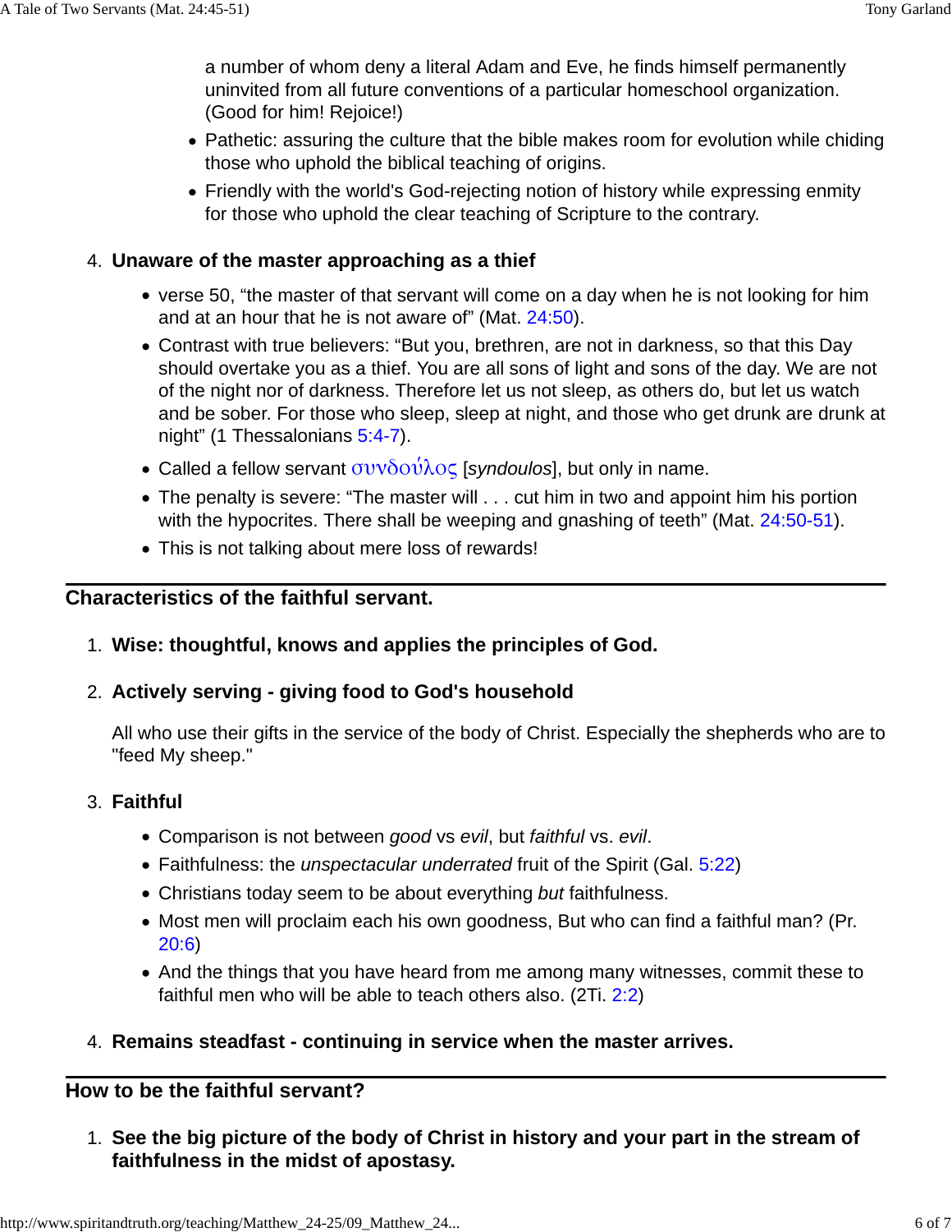a number of whom deny a literal Adam and Eve, he finds himself permanently uninvited from all future conventions of a particular homeschool organization. (Good for him! Rejoice!)

- Pathetic: assuring the culture that the bible makes room for evolution while chiding those who uphold the biblical teaching of origins.
- Friendly with the world's God-rejecting notion of history while expressing enmity for those who uphold the clear teaching of Scripture to the contrary.

4. **Unaware of the master approaching as a thief**
   - verse 50, "the master of that servant will come on a day when he is not looking for him and at an hour that he is not aware of" (Mat. 24:50).
   - Contrast with true believers: "But you, brethren, are not in darkness, so that this Day should overtake you as a thief. You are all sons of light and sons of the day. We are not of the night nor of darkness. Therefore let us not sleep, as others do, but let us watch and be sober. For those who sleep, sleep at night, and those who get drunk are drunk at night" (1 Thessalonians 5:4-7).
   - Called a fellow servant συνδοῦλος [*syndoulos*], but only in name.
   - The penalty is severe: "The master will . . . cut him in two and appoint him his portion with the hypocrites. There shall be weeping and gnashing of teeth" (Mat. 24:50-51).
   - This is not talking about mere loss of rewards!

## Characteristics of the faithful servant.

1. **Wise: thoughtful, knows and applies the principles of God.**

2. **Actively serving - giving food to God's household**

   All who use their gifts in the service of the body of Christ. Especially the shepherds who are to "feed My sheep."

3. **Faithful**
   - Comparison is not between *good* vs *evil*, but *faithful* vs. *evil*.
   - Faithfulness: the *unspectacular underrated* fruit of the Spirit (Gal. 5:22)
   - Christians today seem to be about everything *but* faithfulness.
   - Most men will proclaim each his own goodness, But who can find a faithful man? (Pr. 20:6)
   - And the things that you have heard from me among many witnesses, commit these to faithful men who will be able to teach others also. (2Ti. 2:2)

4. **Remains steadfast - continuing in service when the master arrives.**

## How to be the faithful servant?

1. **See the big picture of the body of Christ in history and your part in the stream of faithfulness in the midst of apostasy.**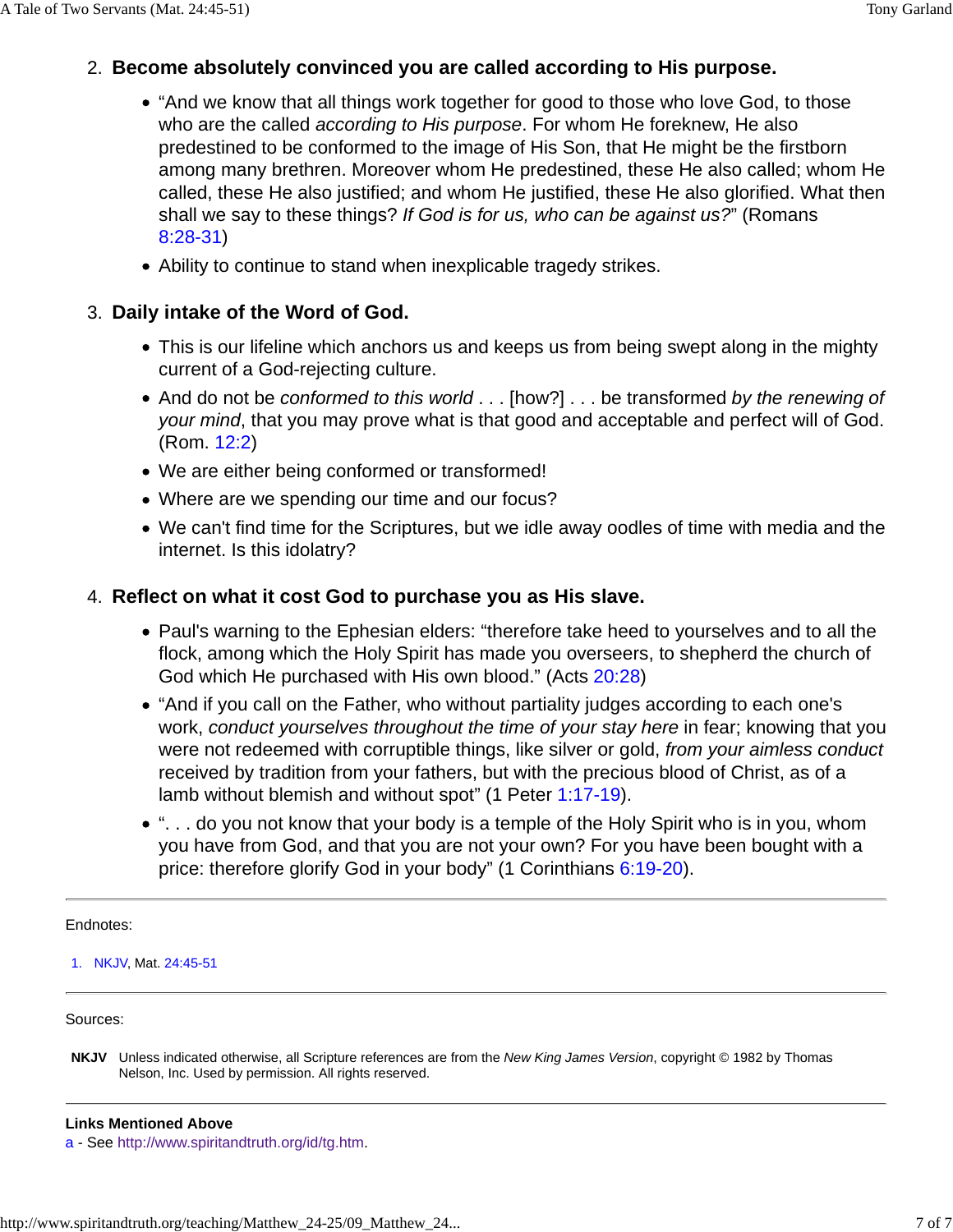2. **Become absolutely convinced you are called according to His purpose.**
    - "And we know that all things work together for good to those who love God, to those who are the called *according to His purpose*. For whom He foreknew, He also predestined to be conformed to the image of His Son, that He might be the firstborn among many brethren. Moreover whom He predestined, these He also called; whom He called, these He also justified; and whom He justified, these He also glorified. What then shall we say to these things? *If God is for us, who can be against us?*" (Romans 8:28-31)
    - Ability to continue to stand when inexplicable tragedy strikes.
3. **Daily intake of the Word of God.**
    - This is our lifeline which anchors us and keeps us from being swept along in the mighty current of a God-rejecting culture.
    - And do not be *conformed to this world* . . . [how?] . . . be transformed *by the renewing of your mind*, that you may prove what is that good and acceptable and perfect will of God. (Rom. 12:2)
    - We are either being conformed or transformed!
    - Where are we spending our time and our focus?
    - We can't find time for the Scriptures, but we idle away oodles of time with media and the internet. Is this idolatry?
4. **Reflect on what it cost God to purchase you as His slave.**
    - Paul's warning to the Ephesian elders: "therefore take heed to yourselves and to all the flock, among which the Holy Spirit has made you overseers, to shepherd the church of God which He purchased with His own blood." (Acts 20:28)
    - "And if you call on the Father, who without partiality judges according to each one's work, *conduct yourselves throughout the time of your stay here* in fear; knowing that you were not redeemed with corruptible things, like silver or gold, *from your aimless conduct* received by tradition from your fathers, but with the precious blood of Christ, as of a lamb without blemish and without spot" (1 Peter 1:17-19).
    - ". . . do you not know that your body is a temple of the Holy Spirit who is in you, whom you have from God, and that you are not your own? For you have been bought with a price: therefore glorify God in your body" (1 Corinthians 6:19-20).

---

Endnotes:

1. NKJV, Mat. 24:45-51

---

Sources:

**NKJV** Unless indicated otherwise, all Scripture references are from the *New King James Version*, copyright © 1982 by Thomas Nelson, Inc. Used by permission. All rights reserved.

---

**Links Mentioned Above**

a - See http://www.spiritandtruth.org/id/tg.htm.